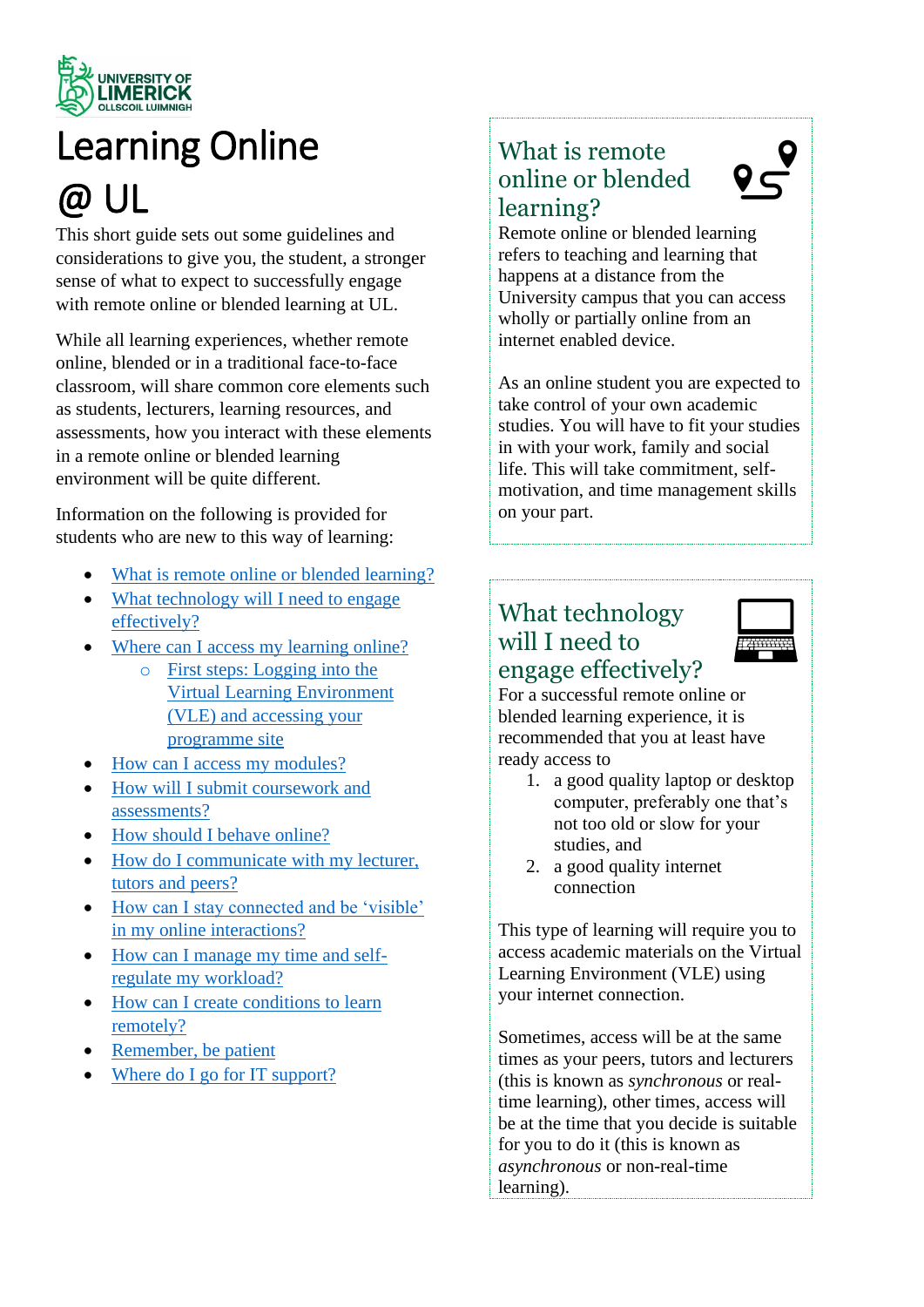# Learning Online @ UL

This short guide sets out some guidelines and considerations to give you, the student, a stronger sense of what to expect to successfully engage with remote online or blended learning at UL.

While all learning experiences, whether remote online, blended or in a traditional face-to-face classroom, will share common core elements such as students, lecturers, learning resources, and assessments, how you interact with these elements in a remote online or blended learning environment will be quite different.

Information on the following is provided for students who are new to this way of learning:

- What is remote online or blended learning?
- What technology will I need to engage effectively?
- Where can I access my learning online?
  - First steps: Logging into the Virtual Learning Environment (VLE) and accessing your programme site
- How can I access my modules?
- How will I submit coursework and assessments?
- How should I behave online?
- How do I communicate with my lecturer, tutors and peers?
- How can I stay connected and be 'visible' in my online interactions?
- How can I manage my time and self-regulate my workload?
- How can I create conditions to learn remotely?
- Remember, be patient
- Where do I go for IT support?

## What is remote online or blended learning?

Remote online or blended learning refers to teaching and learning that happens at a distance from the University campus that you can access wholly or partially online from an internet enabled device.

As an online student you are expected to take control of your own academic studies. You will have to fit your studies in with your work, family and social life. This will take commitment, self-motivation, and time management skills on your part.

## What technology will I need to engage effectively?

For a successful remote online or blended learning experience, it is recommended that you at least have ready access to

1. a good quality laptop or desktop computer, preferably one that's not too old or slow for your studies, and
2. a good quality internet connection

This type of learning will require you to access academic materials on the Virtual Learning Environment (VLE) using your internet connection.

Sometimes, access will be at the same times as your peers, tutors and lecturers (this is known as *synchronous* or real-time learning), other times, access will be at the time that you decide is suitable for you to do it (this is known as *asynchronous* or non-real-time learning).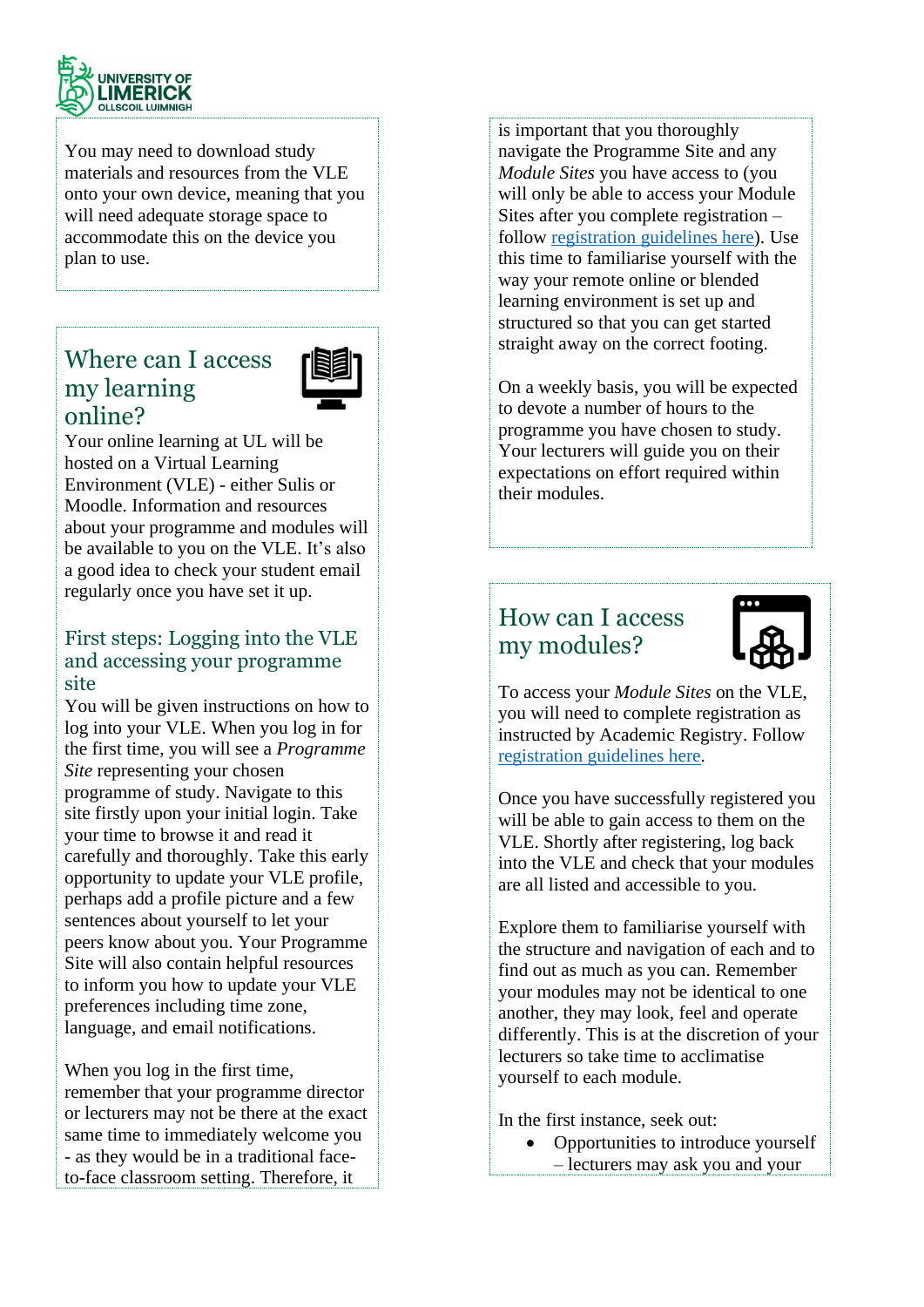You may need to download study materials and resources from the VLE onto your own device, meaning that you will need adequate storage space to accommodate this on the device you plan to use.

## Where can I access my learning online?

Your online learning at UL will be hosted on a Virtual Learning Environment (VLE) - either Sulis or Moodle. Information and resources about your programme and modules will be available to you on the VLE. It's also a good idea to check your student email regularly once you have set it up.

### First steps: Logging into the VLE and accessing your programme site

You will be given instructions on how to log into your VLE. When you log in for the first time, you will see a *Programme Site* representing your chosen programme of study. Navigate to this site firstly upon your initial login. Take your time to browse it and read it carefully and thoroughly. Take this early opportunity to update your VLE profile, perhaps add a profile picture and a few sentences about yourself to let your peers know about you. Your Programme Site will also contain helpful resources to inform you how to update your VLE preferences including time zone, language, and email notifications.

When you log in the first time, remember that your programme director or lecturers may not be there at the exact same time to immediately welcome you - as they would be in a traditional face-to-face classroom setting. Therefore, it is important that you thoroughly navigate the Programme Site and any *Module Sites* you have access to (you will only be able to access your Module Sites after you complete registration – follow [registration guidelines here](#)). Use this time to familiarise yourself with the way your remote online or blended learning environment is set up and structured so that you can get started straight away on the correct footing.

On a weekly basis, you will be expected to devote a number of hours to the programme you have chosen to study. Your lecturers will guide you on their expectations on effort required within their modules.

## How can I access my modules?

To access your *Module Sites* on the VLE, you will need to complete registration as instructed by Academic Registry. Follow [registration guidelines here](#).

Once you have successfully registered you will be able to gain access to them on the VLE. Shortly after registering, log back into the VLE and check that your modules are all listed and accessible to you.

Explore them to familiarise yourself with the structure and navigation of each and to find out as much as you can. Remember your modules may not be identical to one another, they may look, feel and operate differently. This is at the discretion of your lecturers so take time to acclimatise yourself to each module.

In the first instance, seek out:

- Opportunities to introduce yourself – lecturers may ask you and your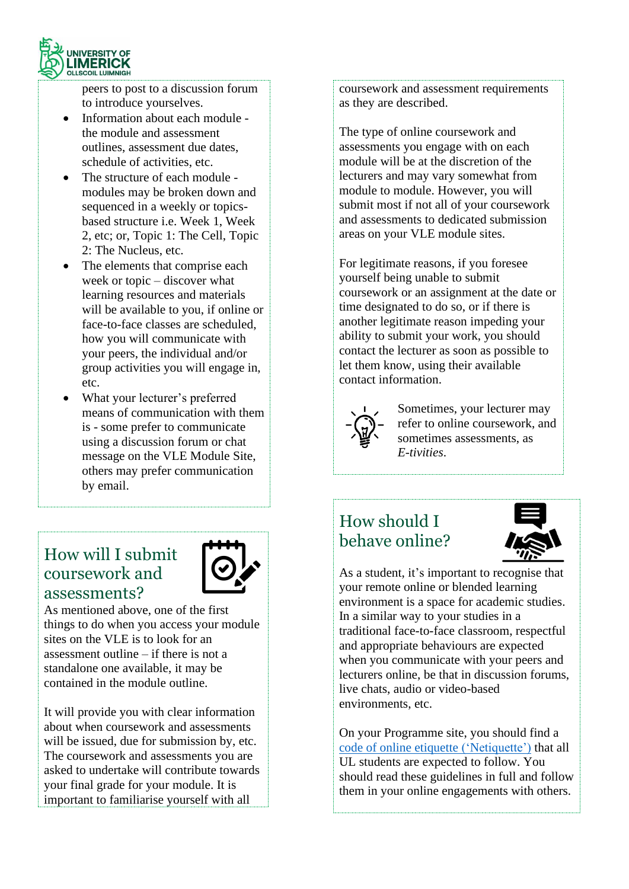peers to post to a discussion forum to introduce yourselves.

- Information about each module - the module and assessment outlines, assessment due dates, schedule of activities, etc.
- The structure of each module - modules may be broken down and sequenced in a weekly or topics-based structure i.e. Week 1, Week 2, etc; or, Topic 1: The Cell, Topic 2: The Nucleus, etc.
- The elements that comprise each week or topic – discover what learning resources and materials will be available to you, if online or face-to-face classes are scheduled, how you will communicate with your peers, the individual and/or group activities you will engage in, etc.
- What your lecturer's preferred means of communication with them is - some prefer to communicate using a discussion forum or chat message on the VLE Module Site, others may prefer communication by email.

## How will I submit coursework and assessments?

As mentioned above, one of the first things to do when you access your module sites on the VLE is to look for an assessment outline – if there is not a standalone one available, it may be contained in the module outline.

It will provide you with clear information about when coursework and assessments will be issued, due for submission by, etc. The coursework and assessments you are asked to undertake will contribute towards your final grade for your module. It is important to familiarise yourself with all coursework and assessment requirements as they are described.

The type of online coursework and assessments you engage with on each module will be at the discretion of the lecturers and may vary somewhat from module to module. However, you will submit most if not all of your coursework and assessments to dedicated submission areas on your VLE module sites.

For legitimate reasons, if you foresee yourself being unable to submit coursework or an assignment at the date or time designated to do so, or if there is another legitimate reason impeding your ability to submit your work, you should contact the lecturer as soon as possible to let them know, using their available contact information.

Sometimes, your lecturer may refer to online coursework, and sometimes assessments, as *E-tivities*.

## How should I behave online?

As a student, it's important to recognise that your remote online or blended learning environment is a space for academic studies. In a similar way to your studies in a traditional face-to-face classroom, respectful and appropriate behaviours are expected when you communicate with your peers and lecturers online, be that in discussion forums, live chats, audio or video-based environments, etc.

On your Programme site, you should find a code of online etiquette ('Netiquette') that all UL students are expected to follow. You should read these guidelines in full and follow them in your online engagements with others.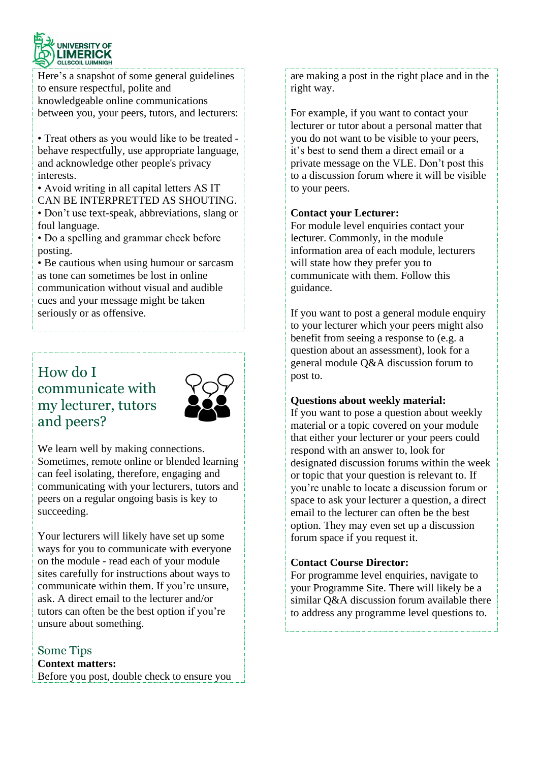Here's a snapshot of some general guidelines to ensure respectful, polite and knowledgeable online communications between you, your peers, tutors, and lecturers:

- Treat others as you would like to be treated - behave respectfully, use appropriate language, and acknowledge other people's privacy interests.
- Avoid writing in all capital letters AS IT CAN BE INTERPRETTED AS SHOUTING.
- Don't use text-speak, abbreviations, slang or foul language.
- Do a spelling and grammar check before posting.
- Be cautious when using humour or sarcasm as tone can sometimes be lost in online communication without visual and audible cues and your message might be taken seriously or as offensive.

## How do I communicate with my lecturer, tutors and peers?

We learn well by making connections. Sometimes, remote online or blended learning can feel isolating, therefore, engaging and communicating with your lecturers, tutors and peers on a regular ongoing basis is key to succeeding.

Your lecturers will likely have set up some ways for you to communicate with everyone on the module - read each of your module sites carefully for instructions about ways to communicate within them. If you're unsure, ask. A direct email to the lecturer and/or tutors can often be the best option if you're unsure about something.

### Some Tips

**Context matters:**
Before you post, double check to ensure you are making a post in the right place and in the right way.

For example, if you want to contact your lecturer or tutor about a personal matter that you do not want to be visible to your peers, it's best to send them a direct email or a private message on the VLE. Don't post this to a discussion forum where it will be visible to your peers.

**Contact your Lecturer:**
For module level enquiries contact your lecturer. Commonly, in the module information area of each module, lecturers will state how they prefer you to communicate with them. Follow this guidance.

If you want to post a general module enquiry to your lecturer which your peers might also benefit from seeing a response to (e.g. a question about an assessment), look for a general module Q&A discussion forum to post to.

**Questions about weekly material:**
If you want to pose a question about weekly material or a topic covered on your module that either your lecturer or your peers could respond with an answer to, look for designated discussion forums within the week or topic that your question is relevant to. If you're unable to locate a discussion forum or space to ask your lecturer a question, a direct email to the lecturer can often be the best option. They may even set up a discussion forum space if you request it.

**Contact Course Director:**
For programme level enquiries, navigate to your Programme Site. There will likely be a similar Q&A discussion forum available there to address any programme level questions to.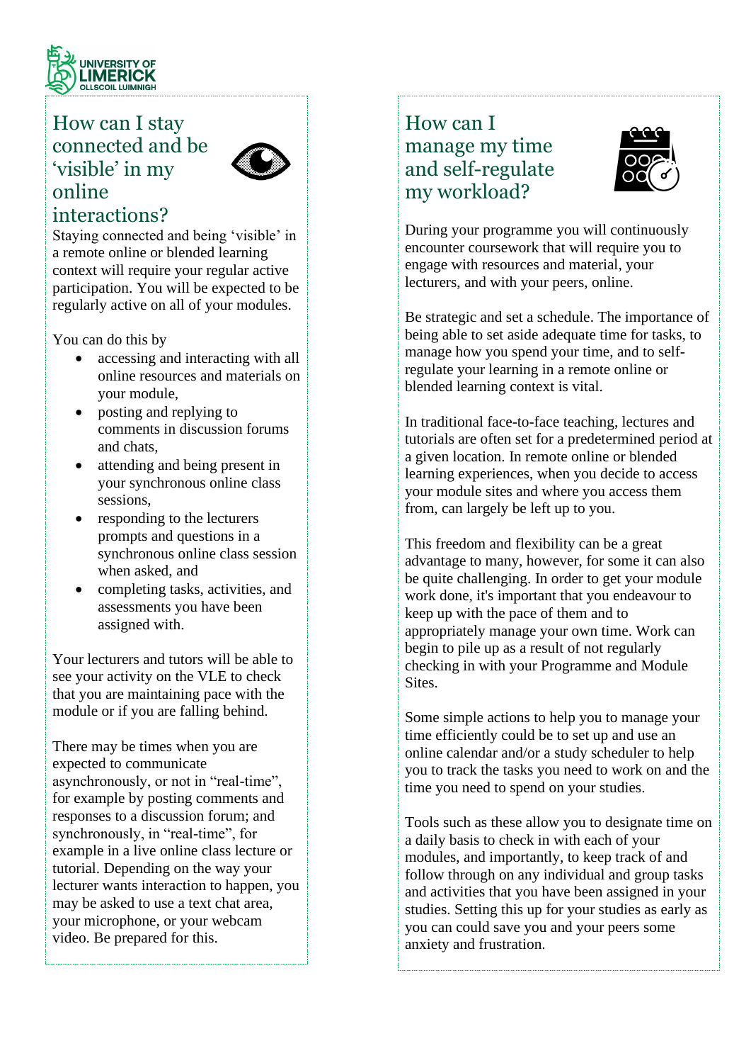## How can I stay connected and be 'visible' in my online interactions?

Staying connected and being 'visible' in a remote online or blended learning context will require your regular active participation. You will be expected to be regularly active on all of your modules.

You can do this by

- accessing and interacting with all online resources and materials on your module,
- posting and replying to comments in discussion forums and chats,
- attending and being present in your synchronous online class sessions,
- responding to the lecturers prompts and questions in a synchronous online class session when asked, and
- completing tasks, activities, and assessments you have been assigned with.

Your lecturers and tutors will be able to see your activity on the VLE to check that you are maintaining pace with the module or if you are falling behind.

There may be times when you are expected to communicate asynchronously, or not in "real-time", for example by posting comments and responses to a discussion forum; and synchronously, in "real-time", for example in a live online class lecture or tutorial. Depending on the way your lecturer wants interaction to happen, you may be asked to use a text chat area, your microphone, or your webcam video. Be prepared for this.

## How can I manage my time and self-regulate my workload?

During your programme you will continuously encounter coursework that will require you to engage with resources and material, your lecturers, and with your peers, online.

Be strategic and set a schedule. The importance of being able to set aside adequate time for tasks, to manage how you spend your time, and to self-regulate your learning in a remote online or blended learning context is vital.

In traditional face-to-face teaching, lectures and tutorials are often set for a predetermined period at a given location. In remote online or blended learning experiences, when you decide to access your module sites and where you access them from, can largely be left up to you.

This freedom and flexibility can be a great advantage to many, however, for some it can also be quite challenging. In order to get your module work done, it's important that you endeavour to keep up with the pace of them and to appropriately manage your own time. Work can begin to pile up as a result of not regularly checking in with your Programme and Module Sites.

Some simple actions to help you to manage your time efficiently could be to set up and use an online calendar and/or a study scheduler to help you to track the tasks you need to work on and the time you need to spend on your studies.

Tools such as these allow you to designate time on a daily basis to check in with each of your modules, and importantly, to keep track of and follow through on any individual and group tasks and activities that you have been assigned in your studies. Setting this up for your studies as early as you can could save you and your peers some anxiety and frustration.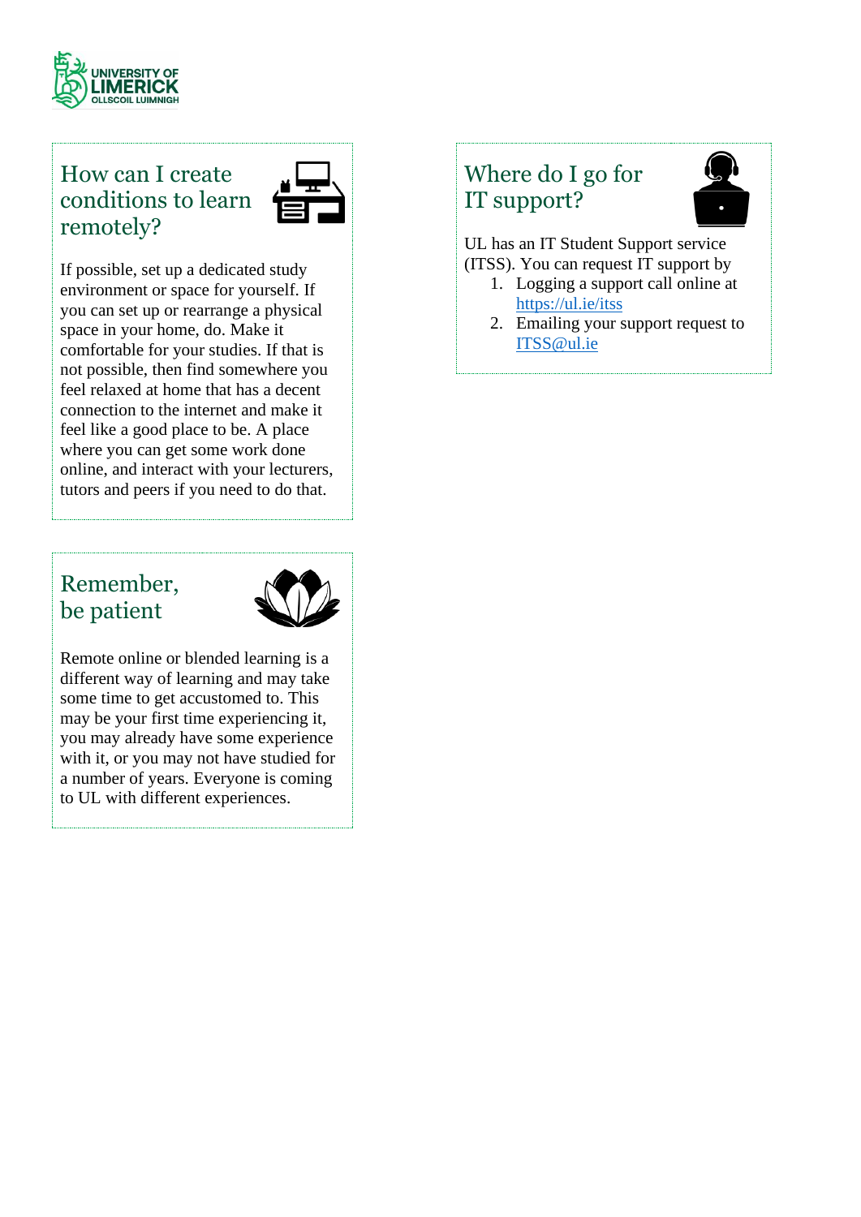## How can I create conditions to learn remotely?

If possible, set up a dedicated study environment or space for yourself. If you can set up or rearrange a physical space in your home, do. Make it comfortable for your studies. If that is not possible, then find somewhere you feel relaxed at home that has a decent connection to the internet and make it feel like a good place to be. A place where you can get some work done online, and interact with your lecturers, tutors and peers if you need to do that.

## Remember, be patient

Remote online or blended learning is a different way of learning and may take some time to get accustomed to. This may be your first time experiencing it, you may already have some experience with it, or you may not have studied for a number of years. Everyone is coming to UL with different experiences.

## Where do I go for IT support?

UL has an IT Student Support service (ITSS). You can request IT support by

1. Logging a support call online at https://ul.ie/itss
2. Emailing your support request to ITSS@ul.ie